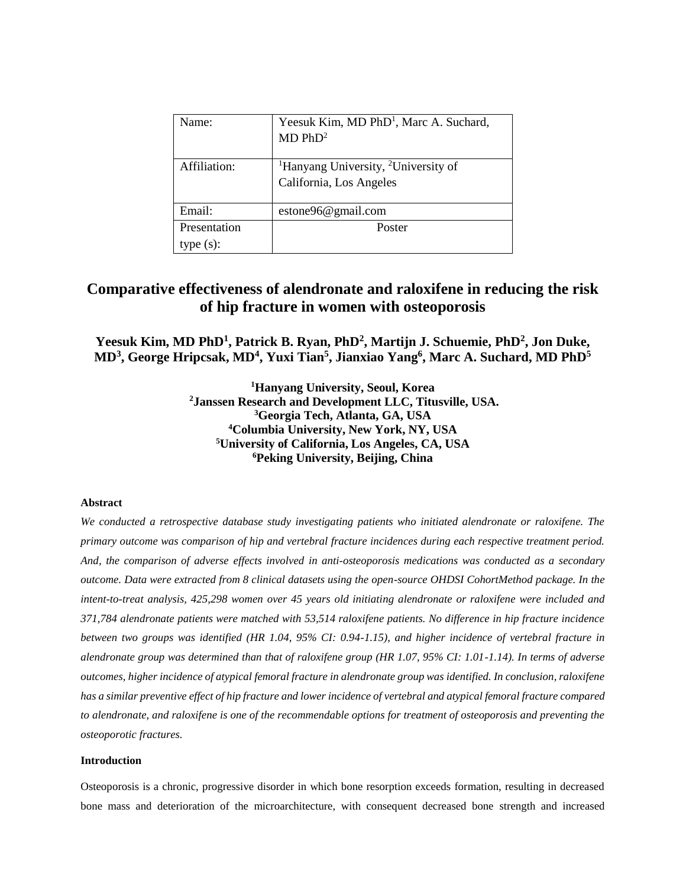| Name: | Yeesuk Kim, MD PhD[1], Marc A. Suchard, MD PhD[2] |
|---|---|
| Affiliation: | [1]Hanyang University, [2]University of California, Los Angeles |
| Email: | estone96@gmail.com |
| Presentation type (s): | Poster |

# Comparative effectiveness of alendronate and raloxifene in reducing the risk of hip fracture in women with osteoporosis

**Yeesuk Kim, MD PhD[1], Patrick B. Ryan, PhD[2], Martijn J. Schuemie, PhD[2], Jon Duke, MD[3], George Hripcsak, MD[4], Yuxi Tian[5], Jianxiao Yang[6], Marc A. Suchard, MD PhD[5]**

**[1]Hanyang University, Seoul, Korea**
**[2]Janssen Research and Development LLC, Titusville, USA.**
**[3]Georgia Tech, Atlanta, GA, USA**
**[4]Columbia University, New York, NY, USA**
**[5]University of California, Los Angeles, CA, USA**
**[6]Peking University, Beijing, China**

### Abstract

*We conducted a retrospective database study investigating patients who initiated alendronate or raloxifene. The primary outcome was comparison of hip and vertebral fracture incidences during each respective treatment period. And, the comparison of adverse effects involved in anti-osteoporosis medications was conducted as a secondary outcome. Data were extracted from 8 clinical datasets using the open-source OHDSI CohortMethod package. In the intent-to-treat analysis, 425,298 women over 45 years old initiating alendronate or raloxifene were included and 371,784 alendronate patients were matched with 53,514 raloxifene patients. No difference in hip fracture incidence between two groups was identified (HR 1.04, 95% CI: 0.94-1.15), and higher incidence of vertebral fracture in alendronate group was determined than that of raloxifene group (HR 1.07, 95% CI: 1.01-1.14). In terms of adverse outcomes, higher incidence of atypical femoral fracture in alendronate group was identified. In conclusion, raloxifene has a similar preventive effect of hip fracture and lower incidence of vertebral and atypical femoral fracture compared to alendronate, and raloxifene is one of the recommendable options for treatment of osteoporosis and preventing the osteoporotic fractures.*

### Introduction

Osteoporosis is a chronic, progressive disorder in which bone resorption exceeds formation, resulting in decreased bone mass and deterioration of the microarchitecture, with consequent decreased bone strength and increased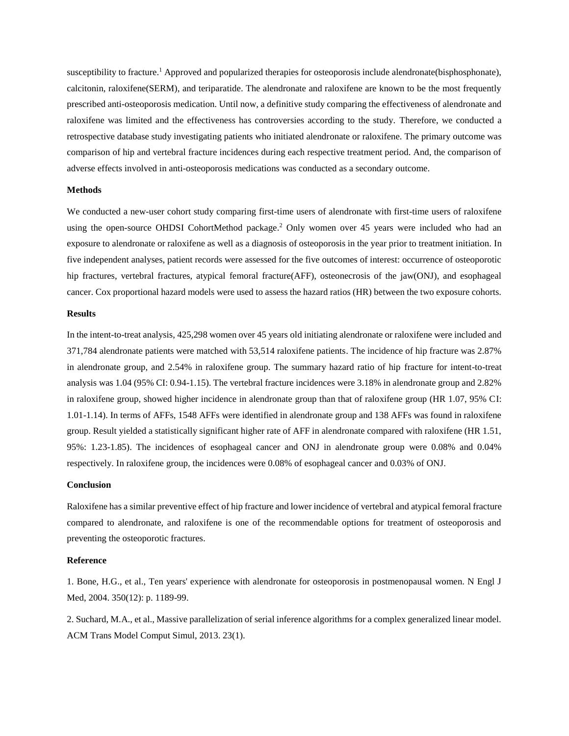susceptibility to fracture.[1] Approved and popularized therapies for osteoporosis include alendronate(bisphosphonate), calcitonin, raloxifene(SERM), and teriparatide. The alendronate and raloxifene are known to be the most frequently prescribed anti-osteoporosis medication. Until now, a definitive study comparing the effectiveness of alendronate and raloxifene was limited and the effectiveness has controversies according to the study. Therefore, we conducted a retrospective database study investigating patients who initiated alendronate or raloxifene. The primary outcome was comparison of hip and vertebral fracture incidences during each respective treatment period. And, the comparison of adverse effects involved in anti-osteoporosis medications was conducted as a secondary outcome.

**Methods**

We conducted a new-user cohort study comparing first-time users of alendronate with first-time users of raloxifene using the open-source OHDSI CohortMethod package.[2] Only women over 45 years were included who had an exposure to alendronate or raloxifene as well as a diagnosis of osteoporosis in the year prior to treatment initiation. In five independent analyses, patient records were assessed for the five outcomes of interest: occurrence of osteoporotic hip fractures, vertebral fractures, atypical femoral fracture(AFF), osteonecrosis of the jaw(ONJ), and esophageal cancer. Cox proportional hazard models were used to assess the hazard ratios (HR) between the two exposure cohorts.

**Results**

In the intent-to-treat analysis, 425,298 women over 45 years old initiating alendronate or raloxifene were included and 371,784 alendronate patients were matched with 53,514 raloxifene patients. The incidence of hip fracture was 2.87% in alendronate group, and 2.54% in raloxifene group. The summary hazard ratio of hip fracture for intent-to-treat analysis was 1.04 (95% CI: 0.94-1.15). The vertebral fracture incidences were 3.18% in alendronate group and 2.82% in raloxifene group, showed higher incidence in alendronate group than that of raloxifene group (HR 1.07, 95% CI: 1.01-1.14). In terms of AFFs, 1548 AFFs were identified in alendronate group and 138 AFFs was found in raloxifene group. Result yielded a statistically significant higher rate of AFF in alendronate compared with raloxifene (HR 1.51, 95%: 1.23-1.85). The incidences of esophageal cancer and ONJ in alendronate group were 0.08% and 0.04% respectively. In raloxifene group, the incidences were 0.08% of esophageal cancer and 0.03% of ONJ.

**Conclusion**

Raloxifene has a similar preventive effect of hip fracture and lower incidence of vertebral and atypical femoral fracture compared to alendronate, and raloxifene is one of the recommendable options for treatment of osteoporosis and preventing the osteoporotic fractures.

**Reference**

1. Bone, H.G., et al., Ten years' experience with alendronate for osteoporosis in postmenopausal women. N Engl J Med, 2004. 350(12): p. 1189-99.

2. Suchard, M.A., et al., Massive parallelization of serial inference algorithms for a complex generalized linear model. ACM Trans Model Comput Simul, 2013. 23(1).